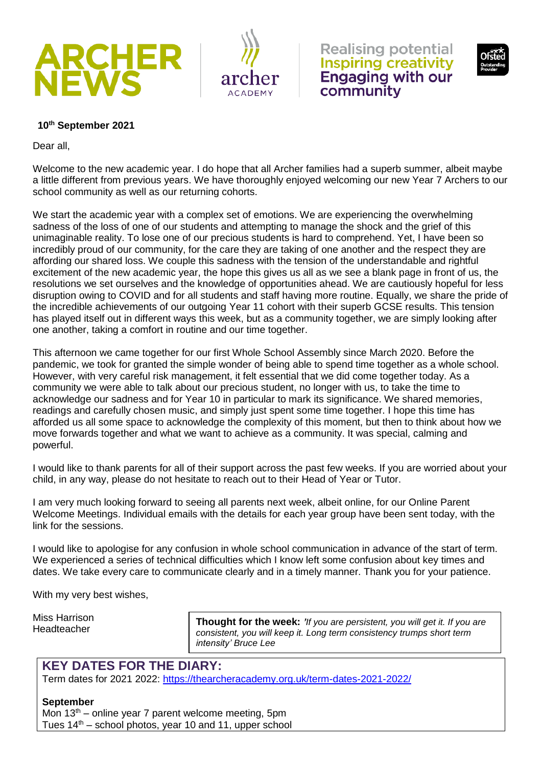# ARCHER NEWS

archer ACADEMY

Realising potential
Inspiring creativity
Engaging with our community

**10th September 2021**

Dear all,

Welcome to the new academic year. I do hope that all Archer families had a superb summer, albeit maybe a little different from previous years. We have thoroughly enjoyed welcoming our new Year 7 Archers to our school community as well as our returning cohorts.

We start the academic year with a complex set of emotions. We are experiencing the overwhelming sadness of the loss of one of our students and attempting to manage the shock and the grief of this unimaginable reality. To lose one of our precious students is hard to comprehend. Yet, I have been so incredibly proud of our community, for the care they are taking of one another and the respect they are affording our shared loss. We couple this sadness with the tension of the understandable and rightful excitement of the new academic year, the hope this gives us all as we see a blank page in front of us, the resolutions we set ourselves and the knowledge of opportunities ahead. We are cautiously hopeful for less disruption owing to COVID and for all students and staff having more routine. Equally, we share the pride of the incredible achievements of our outgoing Year 11 cohort with their superb GCSE results. This tension has played itself out in different ways this week, but as a community together, we are simply looking after one another, taking a comfort in routine and our time together.

This afternoon we came together for our first Whole School Assembly since March 2020. Before the pandemic, we took for granted the simple wonder of being able to spend time together as a whole school. However, with very careful risk management, it felt essential that we did come together today. As a community we were able to talk about our precious student, no longer with us, to take the time to acknowledge our sadness and for Year 10 in particular to mark its significance. We shared memories, readings and carefully chosen music, and simply just spent some time together. I hope this time has afforded us all some space to acknowledge the complexity of this moment, but then to think about how we move forwards together and what we want to achieve as a community. It was special, calming and powerful.

I would like to thank parents for all of their support across the past few weeks. If you are worried about your child, in any way, please do not hesitate to reach out to their Head of Year or Tutor.

I am very much looking forward to seeing all parents next week, albeit online, for our Online Parent Welcome Meetings. Individual emails with the details for each year group have been sent today, with the link for the sessions.

I would like to apologise for any confusion in whole school communication in advance of the start of term. We experienced a series of technical difficulties which I know left some confusion about key times and dates. We take every care to communicate clearly and in a timely manner. Thank you for your patience.

With my very best wishes,

Miss Harrison
Headteacher

**Thought for the week:** *'If you are persistent, you will get it. If you are consistent, you will keep it. Long term consistency trumps short term intensity' Bruce Lee*

## KEY DATES FOR THE DIARY:

Term dates for 2021 2022: https://thearcheracademy.org.uk/term-dates-2021-2022/

**September**

Mon 13th – online year 7 parent welcome meeting, 5pm
Tues 14th – school photos, year 10 and 11, upper school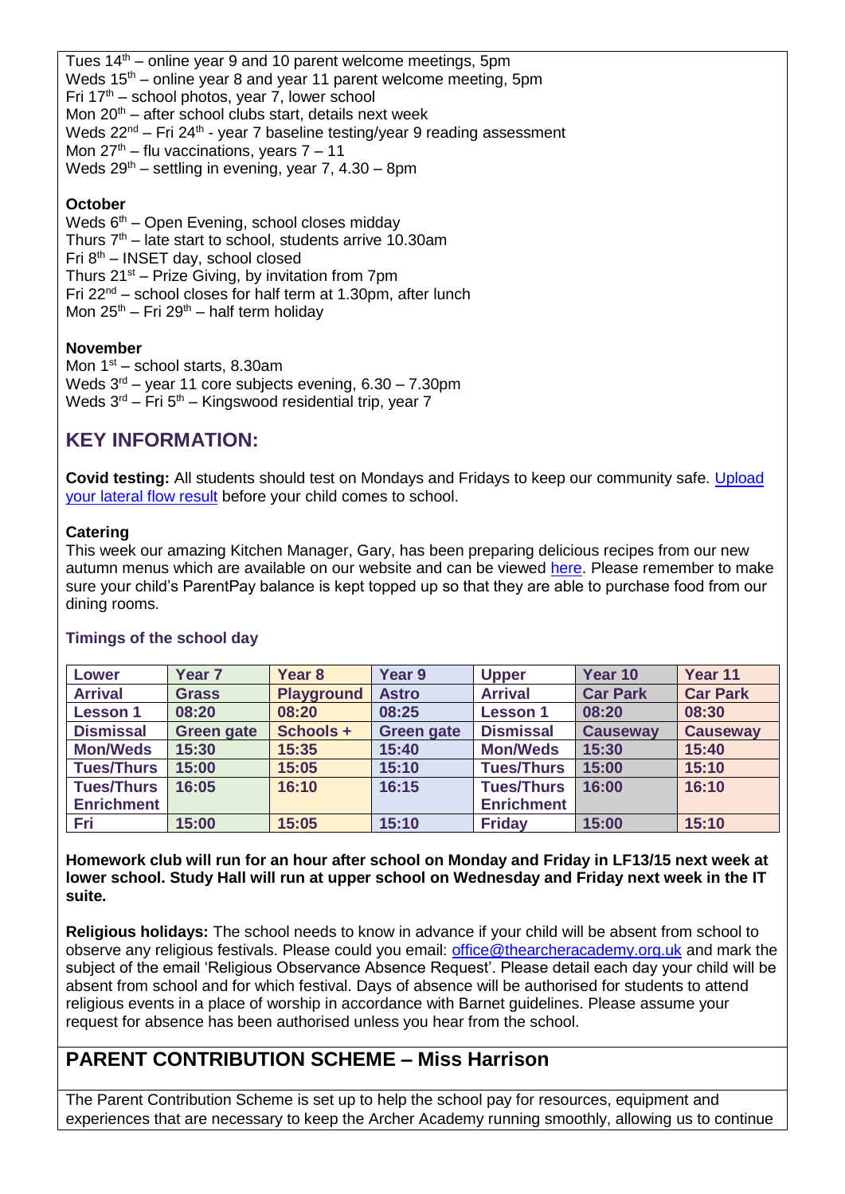Tues 14th – online year 9 and 10 parent welcome meetings, 5pm
Weds 15th – online year 8 and year 11 parent welcome meeting, 5pm
Fri 17th – school photos, year 7, lower school
Mon 20th – after school clubs start, details next week
Weds 22nd – Fri 24th - year 7 baseline testing/year 9 reading assessment
Mon 27th – flu vaccinations, years 7 – 11
Weds 29th – settling in evening, year 7, 4.30 – 8pm

**October**
Weds 6th – Open Evening, school closes midday
Thurs 7th – late start to school, students arrive 10.30am
Fri 8th – INSET day, school closed
Thurs 21st – Prize Giving, by invitation from 7pm
Fri 22nd – school closes for half term at 1.30pm, after lunch
Mon 25th – Fri 29th – half term holiday

**November**
Mon 1st – school starts, 8.30am
Weds 3rd – year 11 core subjects evening, 6.30 – 7.30pm
Weds 3rd – Fri 5th – Kingswood residential trip, year 7

## KEY INFORMATION:

**Covid testing:** All students should test on Mondays and Fridays to keep our community safe. [Upload your lateral flow result] before your child comes to school.

**Catering**
This week our amazing Kitchen Manager, Gary, has been preparing delicious recipes from our new autumn menus which are available on our website and can be viewed [here]. Please remember to make sure your child's ParentPay balance is kept topped up so that they are able to purchase food from our dining rooms.

**Timings of the school day**

| Lower | Year 7 | Year 8 | Year 9 | Upper | Year 10 | Year 11 |
|---|---|---|---|---|---|---|
| Arrival | Grass | Playground | Astro | Arrival | Car Park | Car Park |
| Lesson 1 | 08:20 | 08:20 | 08:25 | Lesson 1 | 08:20 | 08:30 |
| Dismissal | Green gate | Schools + | Green gate | Dismissal | Causeway | Causeway |
| Mon/Weds | 15:30 | 15:35 | 15:40 | Mon/Weds | 15:30 | 15:40 |
| Tues/Thurs | 15:00 | 15:05 | 15:10 | Tues/Thurs | 15:00 | 15:10 |
| Tues/Thurs Enrichment | 16:05 | 16:10 | 16:15 | Tues/Thurs Enrichment | 16:00 | 16:10 |
| Fri | 15:00 | 15:05 | 15:10 | Friday | 15:00 | 15:10 |

**Homework club will run for an hour after school on Monday and Friday in LF13/15 next week at lower school. Study Hall will run at upper school on Wednesday and Friday next week in the IT suite.**

**Religious holidays:** The school needs to know in advance if your child will be absent from school to observe any religious festivals. Please could you email: office@thearcheracademy.org.uk and mark the subject of the email 'Religious Observance Absence Request'. Please detail each day your child will be absent from school and for which festival. Days of absence will be authorised for students to attend religious events in a place of worship in accordance with Barnet guidelines. Please assume your request for absence has been authorised unless you hear from the school.

## PARENT CONTRIBUTION SCHEME – Miss Harrison

The Parent Contribution Scheme is set up to help the school pay for resources, equipment and experiences that are necessary to keep the Archer Academy running smoothly, allowing us to continue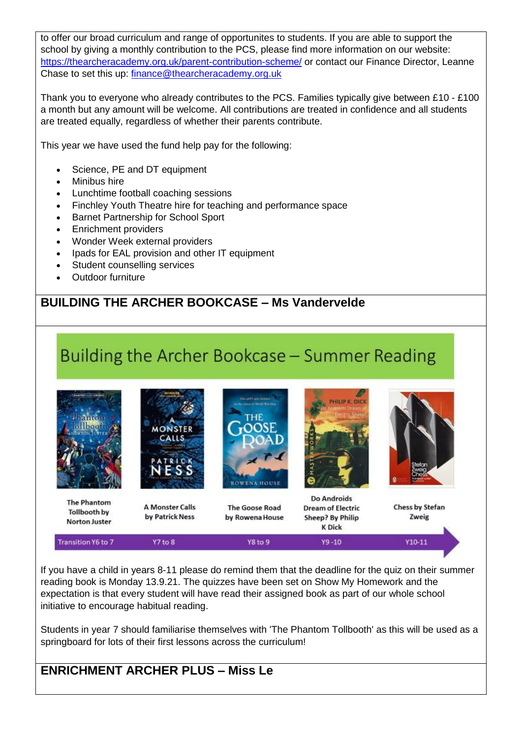to offer our broad curriculum and range of opportunites to students. If you are able to support the school by giving a monthly contribution to the PCS, please find more information on our website: [https://thearcheracademy.org.uk/parent-contribution-scheme/](https://thearcheracademy.org.uk/parent-contribution-scheme/) or contact our Finance Director, Leanne Chase to set this up: [finance@thearcheracademy.org.uk](mailto:finance@thearcheracademy.org.uk)

Thank you to everyone who already contributes to the PCS. Families typically give between £10 - £100 a month but any amount will be welcome. All contributions are treated in confidence and all students are treated equally, regardless of whether their parents contribute.

This year we have used the fund help pay for the following:

- Science, PE and DT equipment
- Minibus hire
- Lunchtime football coaching sessions
- Finchley Youth Theatre hire for teaching and performance space
- Barnet Partnership for School Sport
- Enrichment providers
- Wonder Week external providers
- Ipads for EAL provision and other IT equipment
- Student counselling services
- Outdoor furniture

## BUILDING THE ARCHER BOOKCASE – Ms Vandervelde

### Building the Archer Bookcase – Summer Reading

| Transition Y6 to 7 | Y7 to 8 | Y8 to 9 | Y9 -10 | Y10-11 |
|---|---|---|---|---|
| The Phantom Tollbooth by Norton Juster | A Monster Calls by Patrick Ness | The Goose Road by Rowena House | Do Androids Dream of Electric Sheep? By Philip K Dick | Chess by Stefan Zweig |

If you have a child in years 8-11 please do remind them that the deadline for the quiz on their summer reading book is Monday 13.9.21. The quizzes have been set on Show My Homework and the expectation is that every student will have read their assigned book as part of our whole school initiative to encourage habitual reading.

Students in year 7 should familiarise themselves with 'The Phantom Tollbooth' as this will be used as a springboard for lots of their first lessons across the curriculum!

## ENRICHMENT ARCHER PLUS – Miss Le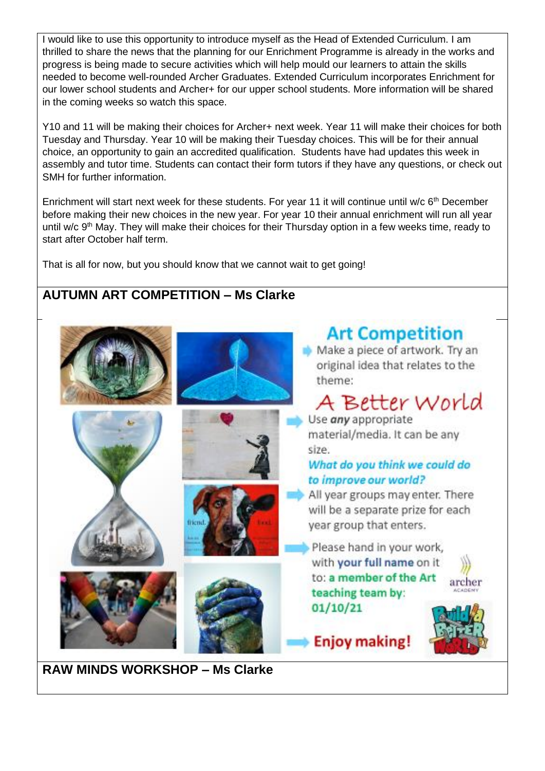I would like to use this opportunity to introduce myself as the Head of Extended Curriculum. I am thrilled to share the news that the planning for our Enrichment Programme is already in the works and progress is being made to secure activities which will help mould our learners to attain the skills needed to become well-rounded Archer Graduates. Extended Curriculum incorporates Enrichment for our lower school students and Archer+ for our upper school students. More information will be shared in the coming weeks so watch this space.

Y10 and 11 will be making their choices for Archer+ next week. Year 11 will make their choices for both Tuesday and Thursday. Year 10 will be making their Tuesday choices. This will be for their annual choice, an opportunity to gain an accredited qualification. Students have had updates this week in assembly and tutor time. Students can contact their form tutors if they have any questions, or check out SMH for further information.

Enrichment will start next week for these students. For year 11 it will continue until w/c 6th December before making their new choices in the new year. For year 10 their annual enrichment will run all year until w/c 9th May. They will make their choices for their Thursday option in a few weeks time, ready to start after October half term.

That is all for now, but you should know that we cannot wait to get going!

## AUTUMN ART COMPETITION – Ms Clarke

### Art Competition

- Make a piece of artwork. Try an original idea that relates to the theme:

**A Better World**

- Use *any* appropriate material/media. It can be any size.

***What do you think we could do to improve our world?***

- All year groups may enter. There will be a separate prize for each year group that enters.
- Please hand in your work, with **your full name** on it to: **a member of the Art teaching team by: 01/10/21**
- **Enjoy making!**

## RAW MINDS WORKSHOP – Ms Clarke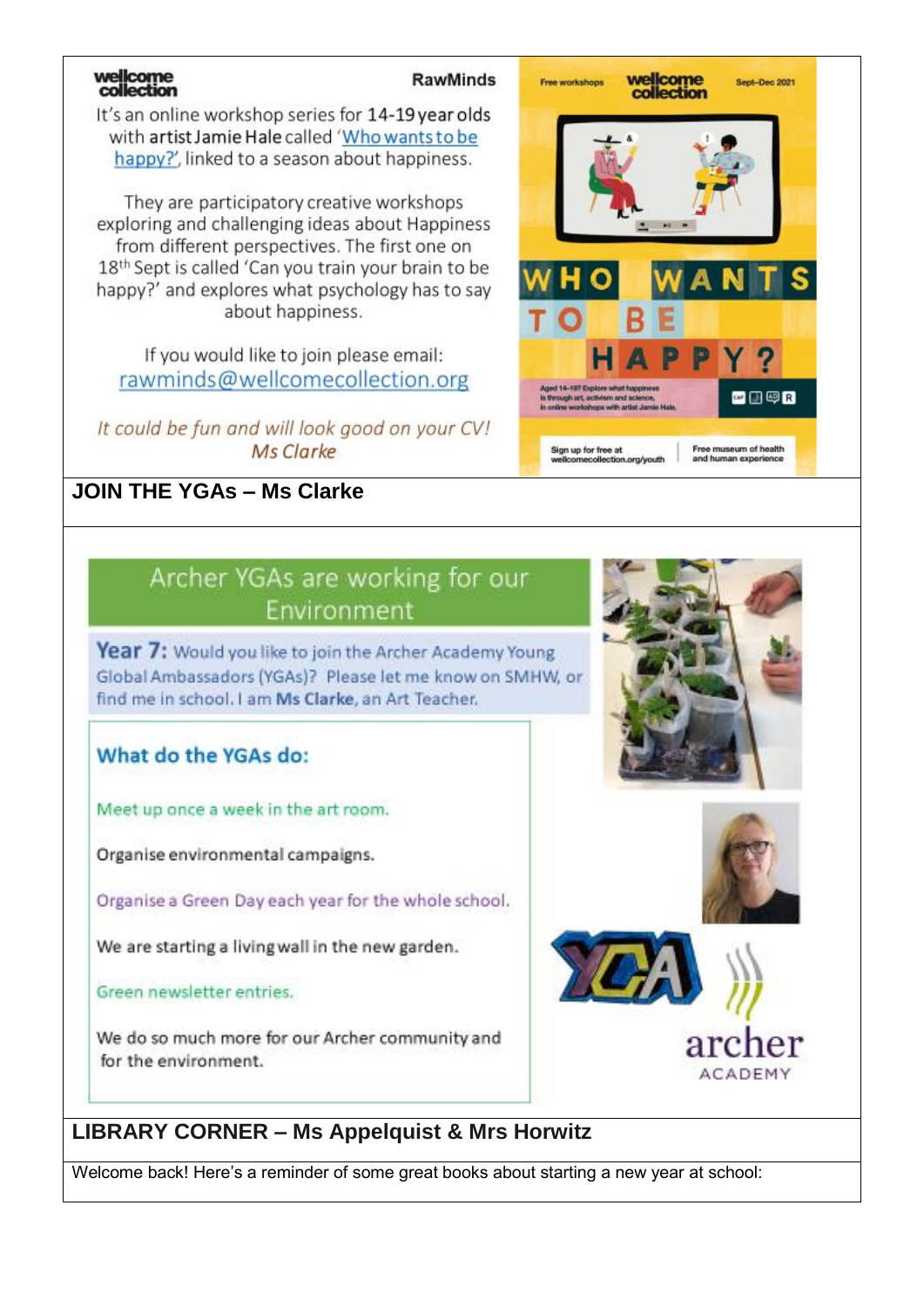**wellcome collection** — **RawMinds**

It's an online workshop series for 14-19 year olds with artist Jamie Hale called 'Who wants to be happy?', linked to a season about happiness.

They are participatory creative workshops exploring and challenging ideas about Happiness from different perspectives. The first one on 18th Sept is called 'Can you train your brain to be happy?' and explores what psychology has to say about happiness.

If you would like to join please email: rawminds@wellcomecollection.org

*It could be fun and will look good on your CV!*
*Ms Clarke*

Free workshops — wellcome collection — Sept-Dec 2021

WHO WANTS TO BE HAPPY?

Aged 14-19? Explore what happiness is through art, activism and science, in online workshops with artist Jamie Hale.

Sign up for free at wellcomecollection.org/youth — Free museum of health and human experience

## JOIN THE YGAs – Ms Clarke

### Archer YGAs are working for our Environment

**Year 7:** Would you like to join the Archer Academy Young Global Ambassadors (YGAs)? Please let me know on SMHW, or find me in school. I am **Ms Clarke**, an Art Teacher.

**What do the YGAs do:**

Meet up once a week in the art room.

Organise environmental campaigns.

Organise a Green Day each year for the whole school.

We are starting a living wall in the new garden.

Green newsletter entries.

We do so much more for our Archer community and for the environment.

YGA

archer ACADEMY

## LIBRARY CORNER – Ms Appelquist & Mrs Horwitz

Welcome back! Here's a reminder of some great books about starting a new year at school: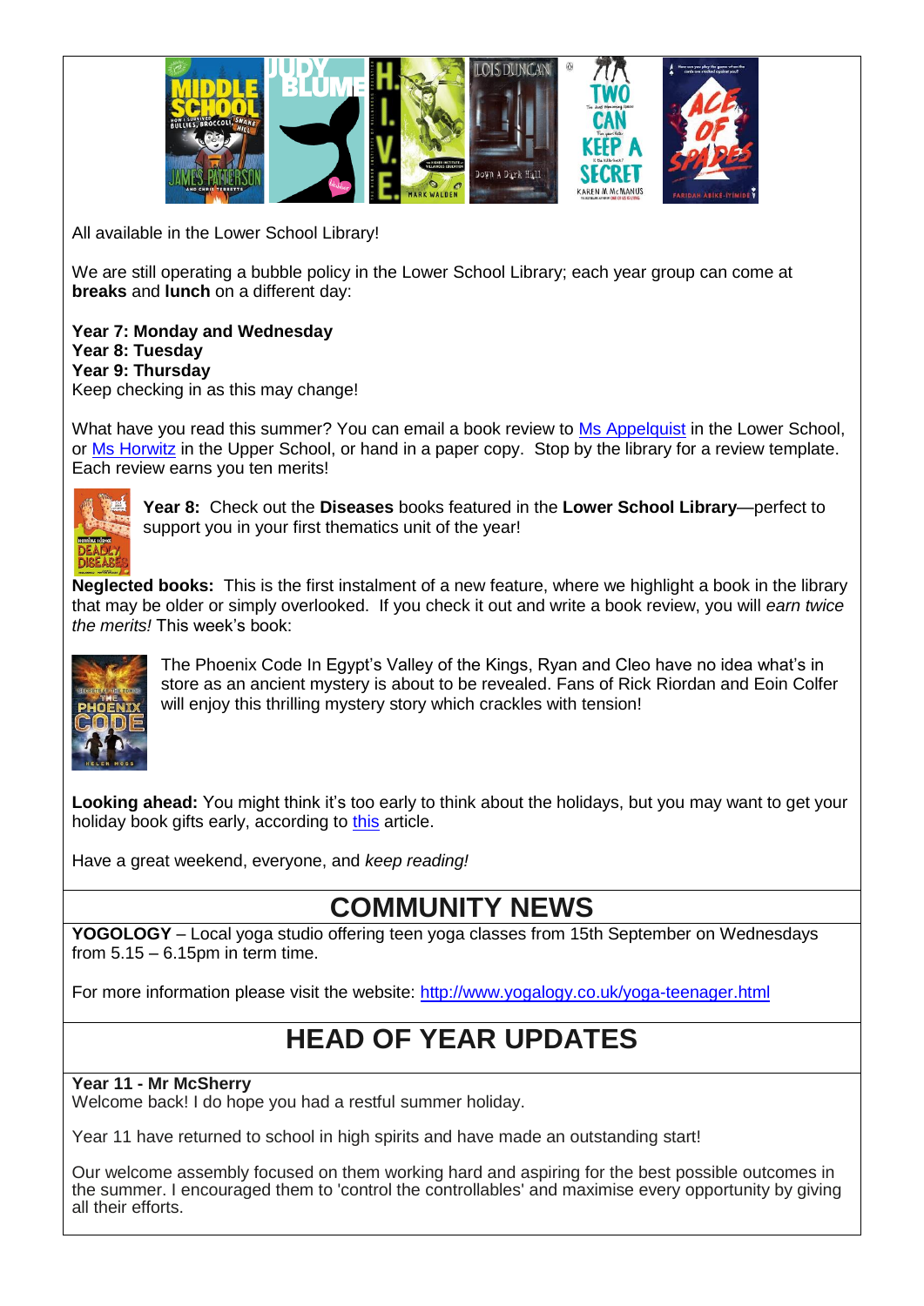All available in the Lower School Library!

We are still operating a bubble policy in the Lower School Library; each year group can come at **breaks** and **lunch** on a different day:

**Year 7: Monday and Wednesday**
**Year 8: Tuesday**
**Year 9: Thursday**
Keep checking in as this may change!

What have you read this summer? You can email a book review to Ms Appelquist in the Lower School, or Ms Horwitz in the Upper School, or hand in a paper copy. Stop by the library for a review template. Each review earns you ten merits!

**Year 8:** Check out the **Diseases** books featured in the **Lower School Library**—perfect to support you in your first thematics unit of the year!

**Neglected books:** This is the first instalment of a new feature, where we highlight a book in the library that may be older or simply overlooked. If you check it out and write a book review, you will *earn twice the merits!* This week's book:

The Phoenix Code In Egypt's Valley of the Kings, Ryan and Cleo have no idea what's in store as an ancient mystery is about to be revealed. Fans of Rick Riordan and Eoin Colfer will enjoy this thrilling mystery story which crackles with tension!

**Looking ahead:** You might think it's too early to think about the holidays, but you may want to get your holiday book gifts early, according to this article.

Have a great weekend, everyone, and *keep reading!*

# COMMUNITY NEWS

**YOGOLOGY** – Local yoga studio offering teen yoga classes from 15th September on Wednesdays from 5.15 – 6.15pm in term time.

For more information please visit the website: http://www.yogalogy.co.uk/yoga-teenager.html

# HEAD OF YEAR UPDATES

**Year 11 - Mr McSherry**
Welcome back! I do hope you had a restful summer holiday.

Year 11 have returned to school in high spirits and have made an outstanding start!

Our welcome assembly focused on them working hard and aspiring for the best possible outcomes in the summer. I encouraged them to 'control the controllables' and maximise every opportunity by giving all their efforts.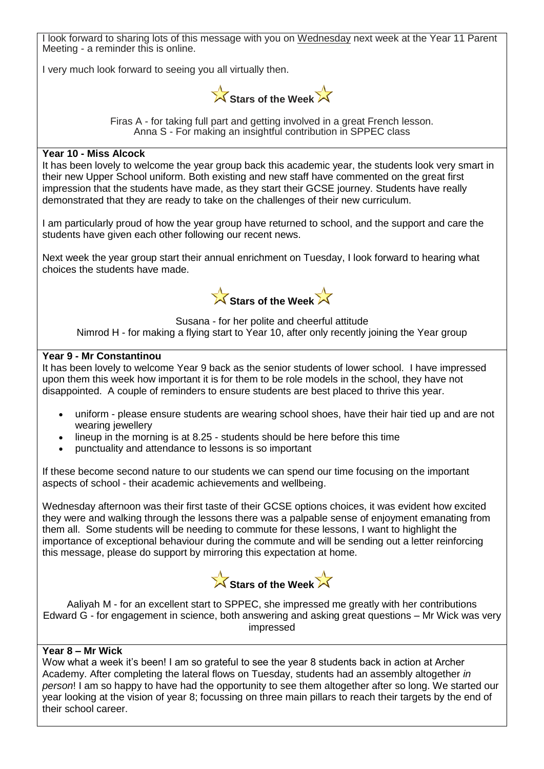I look forward to sharing lots of this message with you on Wednesday next week at the Year 11 Parent Meeting - a reminder this is online.

I very much look forward to seeing you all virtually then.

**Stars of the Week**

Firas A - for taking full part and getting involved in a great French lesson.
Anna S - For making an insightful contribution in SPPEC class

### Year 10 - Miss Alcock

It has been lovely to welcome the year group back this academic year, the students look very smart in their new Upper School uniform. Both existing and new staff have commented on the great first impression that the students have made, as they start their GCSE journey. Students have really demonstrated that they are ready to take on the challenges of their new curriculum.

I am particularly proud of how the year group have returned to school, and the support and care the students have given each other following our recent news.

Next week the year group start their annual enrichment on Tuesday, I look forward to hearing what choices the students have made.

**Stars of the Week**

Susana - for her polite and cheerful attitude
Nimrod H - for making a flying start to Year 10, after only recently joining the Year group

### Year 9 - Mr Constantinou

It has been lovely to welcome Year 9 back as the senior students of lower school. I have impressed upon them this week how important it is for them to be role models in the school, they have not disappointed. A couple of reminders to ensure students are best placed to thrive this year.

- uniform - please ensure students are wearing school shoes, have their hair tied up and are not wearing jewellery
- lineup in the morning is at 8.25 - students should be here before this time
- punctuality and attendance to lessons is so important

If these become second nature to our students we can spend our time focusing on the important aspects of school - their academic achievements and wellbeing.

Wednesday afternoon was their first taste of their GCSE options choices, it was evident how excited they were and walking through the lessons there was a palpable sense of enjoyment emanating from them all. Some students will be needing to commute for these lessons, I want to highlight the importance of exceptional behaviour during the commute and will be sending out a letter reinforcing this message, please do support by mirroring this expectation at home.

**Stars of the Week**

Aaliyah M - for an excellent start to SPPEC, she impressed me greatly with her contributions
Edward G - for engagement in science, both answering and asking great questions – Mr Wick was very impressed

### Year 8 – Mr Wick

Wow what a week it's been! I am so grateful to see the year 8 students back in action at Archer Academy. After completing the lateral flows on Tuesday, students had an assembly altogether *in person*! I am so happy to have had the opportunity to see them altogether after so long. We started our year looking at the vision of year 8; focussing on three main pillars to reach their targets by the end of their school career.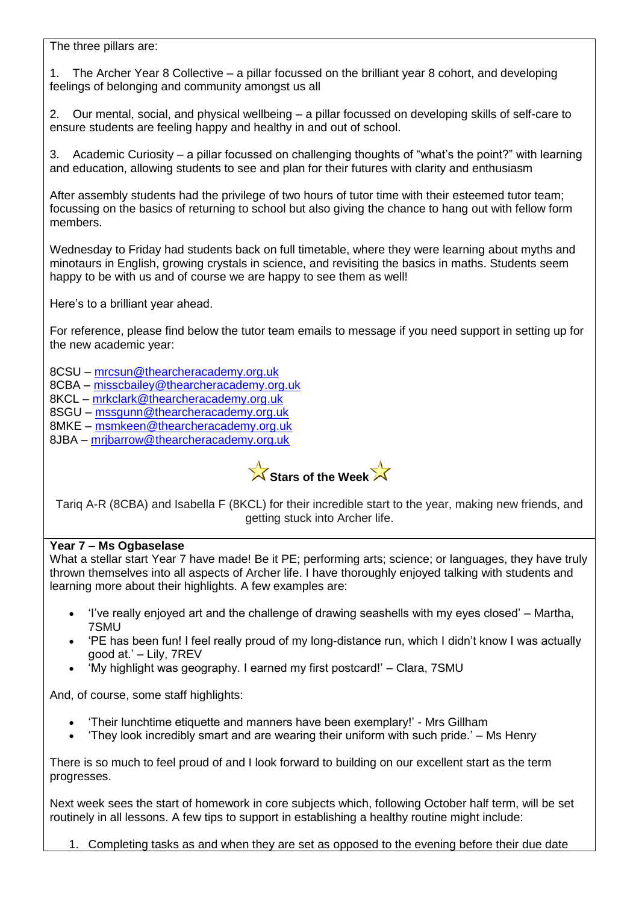The three pillars are:

1. The Archer Year 8 Collective – a pillar focussed on the brilliant year 8 cohort, and developing feelings of belonging and community amongst us all

2. Our mental, social, and physical wellbeing – a pillar focussed on developing skills of self-care to ensure students are feeling happy and healthy in and out of school.

3. Academic Curiosity – a pillar focussed on challenging thoughts of "what's the point?" with learning and education, allowing students to see and plan for their futures with clarity and enthusiasm

After assembly students had the privilege of two hours of tutor time with their esteemed tutor team; focussing on the basics of returning to school but also giving the chance to hang out with fellow form members.

Wednesday to Friday had students back on full timetable, where they were learning about myths and minotaurs in English, growing crystals in science, and revisiting the basics in maths. Students seem happy to be with us and of course we are happy to see them as well!

Here's to a brilliant year ahead.

For reference, please find below the tutor team emails to message if you need support in setting up for the new academic year:

8CSU – mrcsun@thearcheracademy.org.uk
8CBA – misscbailey@thearcheracademy.org.uk
8KCL – mrkclark@thearcheracademy.org.uk
8SGU – mssgunn@thearcheracademy.org.uk
8MKE – msmkeen@thearcheracademy.org.uk
8JBA – mrjbarrow@thearcheracademy.org.uk

**Stars of the Week**

Tariq A-R (8CBA) and Isabella F (8KCL) for their incredible start to the year, making new friends, and getting stuck into Archer life.

**Year 7 – Ms Ogbaselase**

What a stellar start Year 7 have made! Be it PE; performing arts; science; or languages, they have truly thrown themselves into all aspects of Archer life. I have thoroughly enjoyed talking with students and learning more about their highlights. A few examples are:

- 'I've really enjoyed art and the challenge of drawing seashells with my eyes closed' – Martha, 7SMU
- 'PE has been fun! I feel really proud of my long-distance run, which I didn't know I was actually good at.' – Lily, 7REV
- 'My highlight was geography. I earned my first postcard!' – Clara, 7SMU

And, of course, some staff highlights:

- 'Their lunchtime etiquette and manners have been exemplary!' - Mrs Gillham
- 'They look incredibly smart and are wearing their uniform with such pride.' – Ms Henry

There is so much to feel proud of and I look forward to building on our excellent start as the term progresses.

Next week sees the start of homework in core subjects which, following October half term, will be set routinely in all lessons. A few tips to support in establishing a healthy routine might include:

1. Completing tasks as and when they are set as opposed to the evening before their due date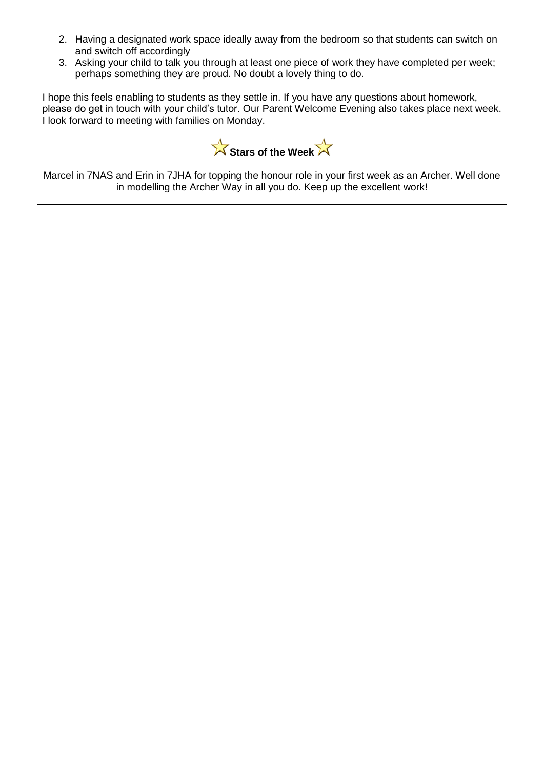2. Having a designated work space ideally away from the bedroom so that students can switch on and switch off accordingly
3. Asking your child to talk you through at least one piece of work they have completed per week; perhaps something they are proud. No doubt a lovely thing to do.

I hope this feels enabling to students as they settle in. If you have any questions about homework, please do get in touch with your child's tutor. Our Parent Welcome Evening also takes place next week. I look forward to meeting with families on Monday.

**Stars of the Week**

Marcel in 7NAS and Erin in 7JHA for topping the honour role in your first week as an Archer. Well done in modelling the Archer Way in all you do. Keep up the excellent work!